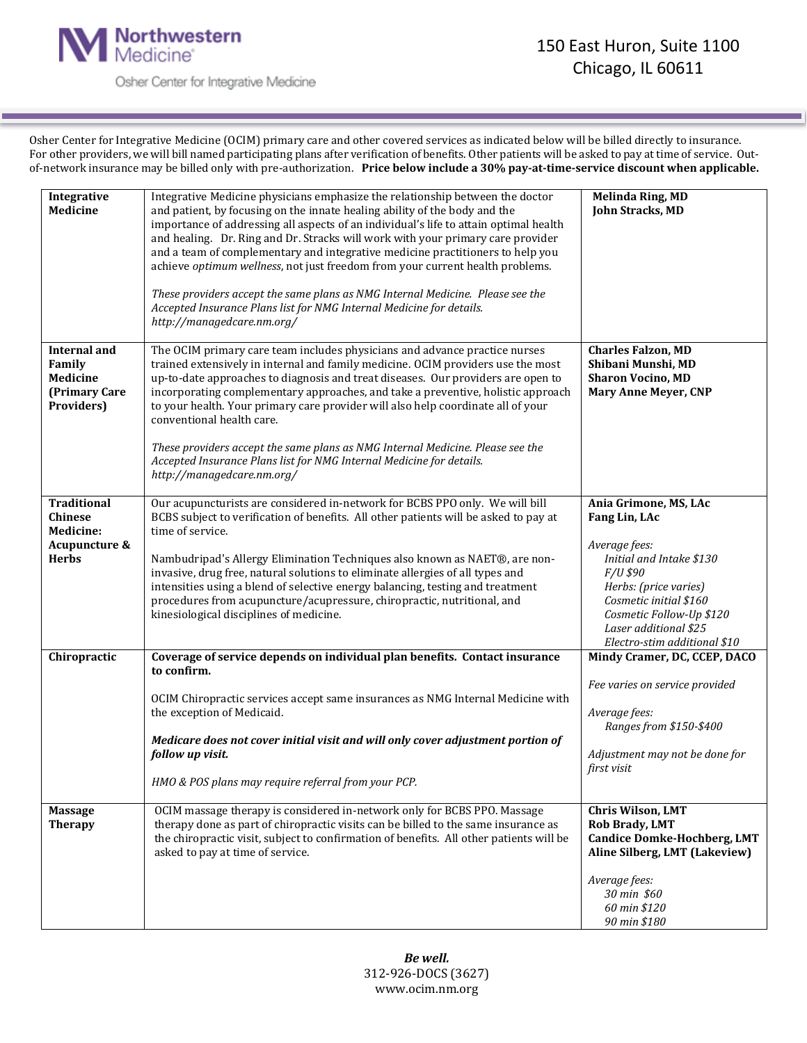Northwestern Medicine
Osher Center for Integrative Medicine

150 East Huron, Suite 1100
Chicago, IL 60611

Osher Center for Integrative Medicine (OCIM) primary care and other covered services as indicated below will be billed directly to insurance. For other providers, we will bill named participating plans after verification of benefits. Other patients will be asked to pay at time of service. Out-of-network insurance may be billed only with pre-authorization. **Price below include a 30% pay-at-time-service discount when applicable.**

| | | |
|---|---|---|
| **Integrative Medicine** | Integrative Medicine physicians emphasize the relationship between the doctor and patient, by focusing on the innate healing ability of the body and the importance of addressing all aspects of an individual's life to attain optimal health and healing. Dr. Ring and Dr. Stracks will work with your primary care provider and a team of complementary and integrative medicine practitioners to help you achieve *optimum wellness*, not just freedom from your current health problems.<br><br>*These providers accept the same plans as NMG Internal Medicine. Please see the Accepted Insurance Plans list for NMG Internal Medicine for details. http://managedcare.nm.org/* | **Melinda Ring, MD**<br>**John Stracks, MD** |
| **Internal and Family Medicine (Primary Care Providers)** | The OCIM primary care team includes physicians and advance practice nurses trained extensively in internal and family medicine. OCIM providers use the most up-to-date approaches to diagnosis and treat diseases. Our providers are open to incorporating complementary approaches, and take a preventive, holistic approach to your health. Your primary care provider will also help coordinate all of your conventional health care.<br><br>*These providers accept the same plans as NMG Internal Medicine. Please see the Accepted Insurance Plans list for NMG Internal Medicine for details. http://managedcare.nm.org/* | **Charles Falzon, MD**<br>**Shibani Munshi, MD**<br>**Sharon Vocino, MD**<br>**Mary Anne Meyer, CNP** |
| **Traditional Chinese Medicine: Acupuncture & Herbs** | Our acupuncturists are considered in-network for BCBS PPO only. We will bill BCBS subject to verification of benefits. All other patients will be asked to pay at time of service.<br><br>Nambudripad's Allergy Elimination Techniques also known as NAET®, are non-invasive, drug free, natural solutions to eliminate allergies of all types and intensities using a blend of selective energy balancing, testing and treatment procedures from acupuncture/acupressure, chiropractic, nutritional, and kinesiological disciplines of medicine. | **Ania Grimone, MS, LAc**<br>**Fang Lin, LAc**<br><br>*Average fees:*<br>*Initial and Intake $130*<br>*F/U $90*<br>*Herbs: (price varies)*<br>*Cosmetic initial $160*<br>*Cosmetic Follow-Up $120*<br>*Laser additional $25*<br>*Electro-stim additional $10* |
| **Chiropractic** | **Coverage of service depends on individual plan benefits. Contact insurance to confirm.**<br><br>OCIM Chiropractic services accept same insurances as NMG Internal Medicine with the exception of Medicaid.<br><br>***Medicare does not cover initial visit and will only cover adjustment portion of follow up visit.***<br><br>*HMO & POS plans may require referral from your PCP.* | **Mindy Cramer, DC, CCEP, DACO**<br><br>*Fee varies on service provided*<br><br>*Average fees:*<br>*Ranges from $150-$400*<br><br>*Adjustment may not be done for first visit* |
| **Massage Therapy** | OCIM massage therapy is considered in-network only for BCBS PPO. Massage therapy done as part of chiropractic visits can be billed to the same insurance as the chiropractic visit, subject to confirmation of benefits. All other patients will be asked to pay at time of service. | **Chris Wilson, LMT**<br>**Rob Brady, LMT**<br>**Candice Domke-Hochberg, LMT**<br>**Aline Silberg, LMT (Lakeview)**<br><br>*Average fees:*<br>*30 min $60*<br>*60 min $120*<br>*90 min $180* |

***Be well.***
312-926-DOCS (3627)
www.ocim.nm.org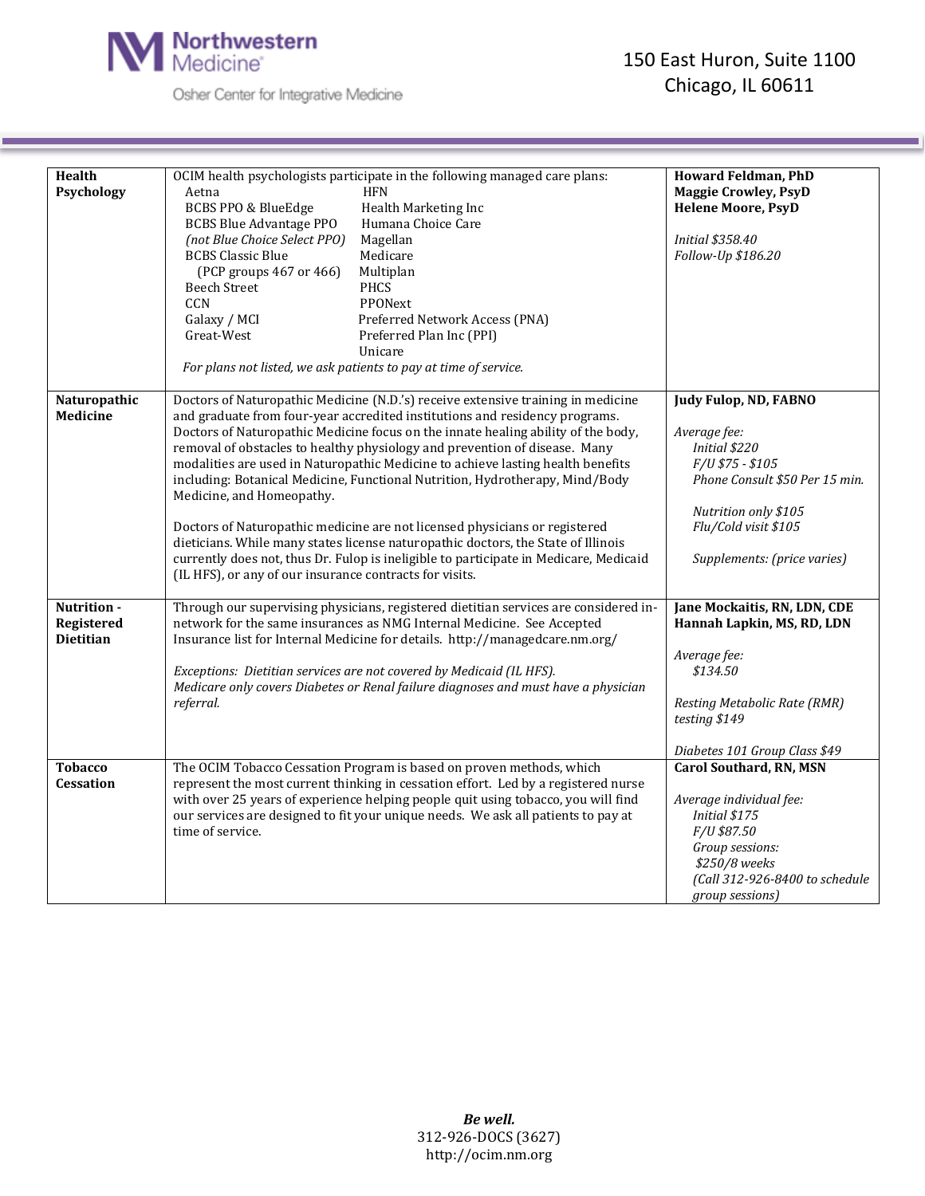Northwestern Medicine
Osher Center for Integrative Medicine

150 East Huron, Suite 1100
Chicago, IL 60611

| | | |
|---|---|---|
| **Health Psychology** | OCIM health psychologists participate in the following managed care plans:<br>Aetna<br>BCBS PPO & BlueEdge<br>BCBS Blue Advantage PPO<br>*(not Blue Choice Select PPO)*<br>BCBS Classic Blue<br>(PCP groups 467 or 466)<br>Beech Street<br>CCN<br>Galaxy / MCI<br>Great-West<br>HFN<br>Health Marketing Inc<br>Humana Choice Care<br>Magellan<br>Medicare<br>Multiplan<br>PHCS<br>PPONext<br>Preferred Network Access (PNA)<br>Preferred Plan Inc (PPI)<br>Unicare<br>*For plans not listed, we ask patients to pay at time of service.* | **Howard Feldman, PhD**<br>**Maggie Crowley, PsyD**<br>**Helene Moore, PsyD**<br><br>*Initial $358.40*<br>*Follow-Up $186.20* |
| **Naturopathic Medicine** | Doctors of Naturopathic Medicine (N.D.'s) receive extensive training in medicine and graduate from four-year accredited institutions and residency programs. Doctors of Naturopathic Medicine focus on the innate healing ability of the body, removal of obstacles to healthy physiology and prevention of disease. Many modalities are used in Naturopathic Medicine to achieve lasting health benefits including: Botanical Medicine, Functional Nutrition, Hydrotherapy, Mind/Body Medicine, and Homeopathy.<br><br>Doctors of Naturopathic medicine are not licensed physicians or registered dieticians. While many states license naturopathic doctors, the State of Illinois currently does not, thus Dr. Fulop is ineligible to participate in Medicare, Medicaid (IL HFS), or any of our insurance contracts for visits. | **Judy Fulop, ND, FABNO**<br><br>*Average fee:*<br>*Initial $220*<br>*F/U $75 - $105*<br>*Phone Consult $50 Per 15 min.*<br><br>*Nutrition only $105*<br>*Flu/Cold visit $105*<br><br>*Supplements: (price varies)* |
| **Nutrition - Registered Dietitian** | Through our supervising physicians, registered dietitian services are considered in-network for the same insurances as NMG Internal Medicine. See Accepted Insurance list for Internal Medicine for details. http://managedcare.nm.org/<br><br>*Exceptions: Dietitian services are not covered by Medicaid (IL HFS).*<br>*Medicare only covers Diabetes or Renal failure diagnoses and must have a physician referral.* | **Jane Mockaitis, RN, LDN, CDE**<br>**Hannah Lapkin, MS, RD, LDN**<br><br>*Average fee:*<br>*$134.50*<br><br>*Resting Metabolic Rate (RMR) testing $149*<br><br>*Diabetes 101 Group Class $49* |
| **Tobacco Cessation** | The OCIM Tobacco Cessation Program is based on proven methods, which represent the most current thinking in cessation effort. Led by a registered nurse with over 25 years of experience helping people quit using tobacco, you will find our services are designed to fit your unique needs. We ask all patients to pay at time of service. | **Carol Southard, RN, MSN**<br><br>*Average individual fee:*<br>*Initial $175*<br>*F/U $87.50*<br>*Group sessions:*<br>*$250/8 weeks*<br>*(Call 312-926-8400 to schedule group sessions)* |

***Be well.***
312-926-DOCS (3627)
http://ocim.nm.org